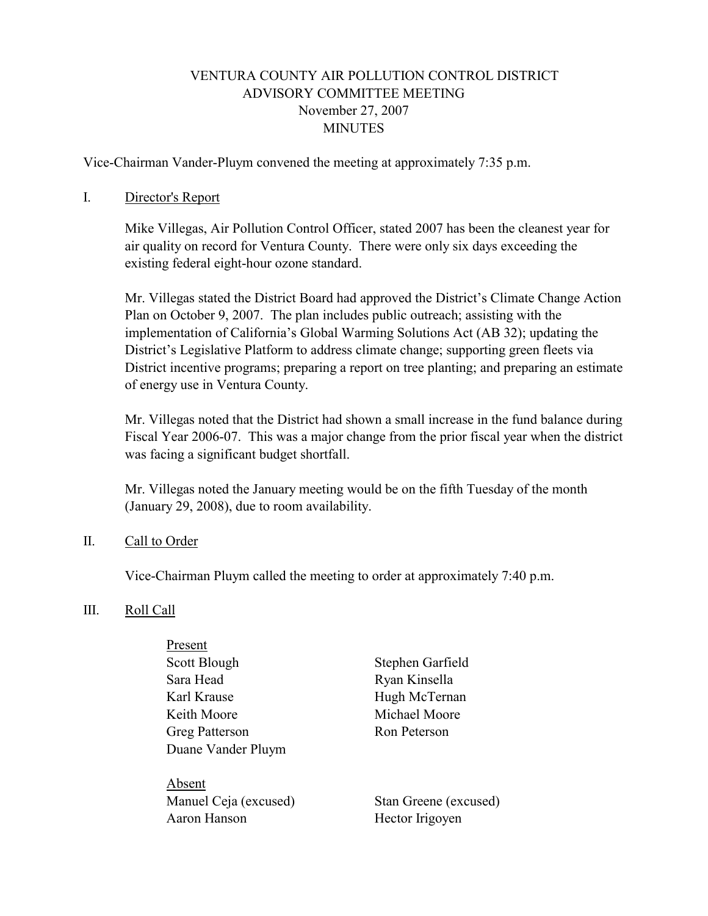# VENTURA COUNTY AIR POLLUTION CONTROL DISTRICT
## ADVISORY COMMITTEE MEETING
## November 27, 2007
## MINUTES

Vice-Chairman Vander-Pluym convened the meeting at approximately 7:35 p.m.

I. Director's Report

Mike Villegas, Air Pollution Control Officer, stated 2007 has been the cleanest year for air quality on record for Ventura County. There were only six days exceeding the existing federal eight-hour ozone standard.

Mr. Villegas stated the District Board had approved the District's Climate Change Action Plan on October 9, 2007. The plan includes public outreach; assisting with the implementation of California's Global Warming Solutions Act (AB 32); updating the District's Legislative Platform to address climate change; supporting green fleets via District incentive programs; preparing a report on tree planting; and preparing an estimate of energy use in Ventura County.

Mr. Villegas noted that the District had shown a small increase in the fund balance during Fiscal Year 2006-07. This was a major change from the prior fiscal year when the district was facing a significant budget shortfall.

Mr. Villegas noted the January meeting would be on the fifth Tuesday of the month (January 29, 2008), due to room availability.

II. Call to Order

Vice-Chairman Pluym called the meeting to order at approximately 7:40 p.m.

III. Roll Call

Present

Scott Blough
Stephen Garfield
Sara Head
Ryan Kinsella
Karl Krause
Hugh McTernan
Keith Moore
Michael Moore
Greg Patterson
Ron Peterson
Duane Vander Pluym

Absent

Manuel Ceja (excused)
Stan Greene (excused)
Aaron Hanson
Hector Irigoyen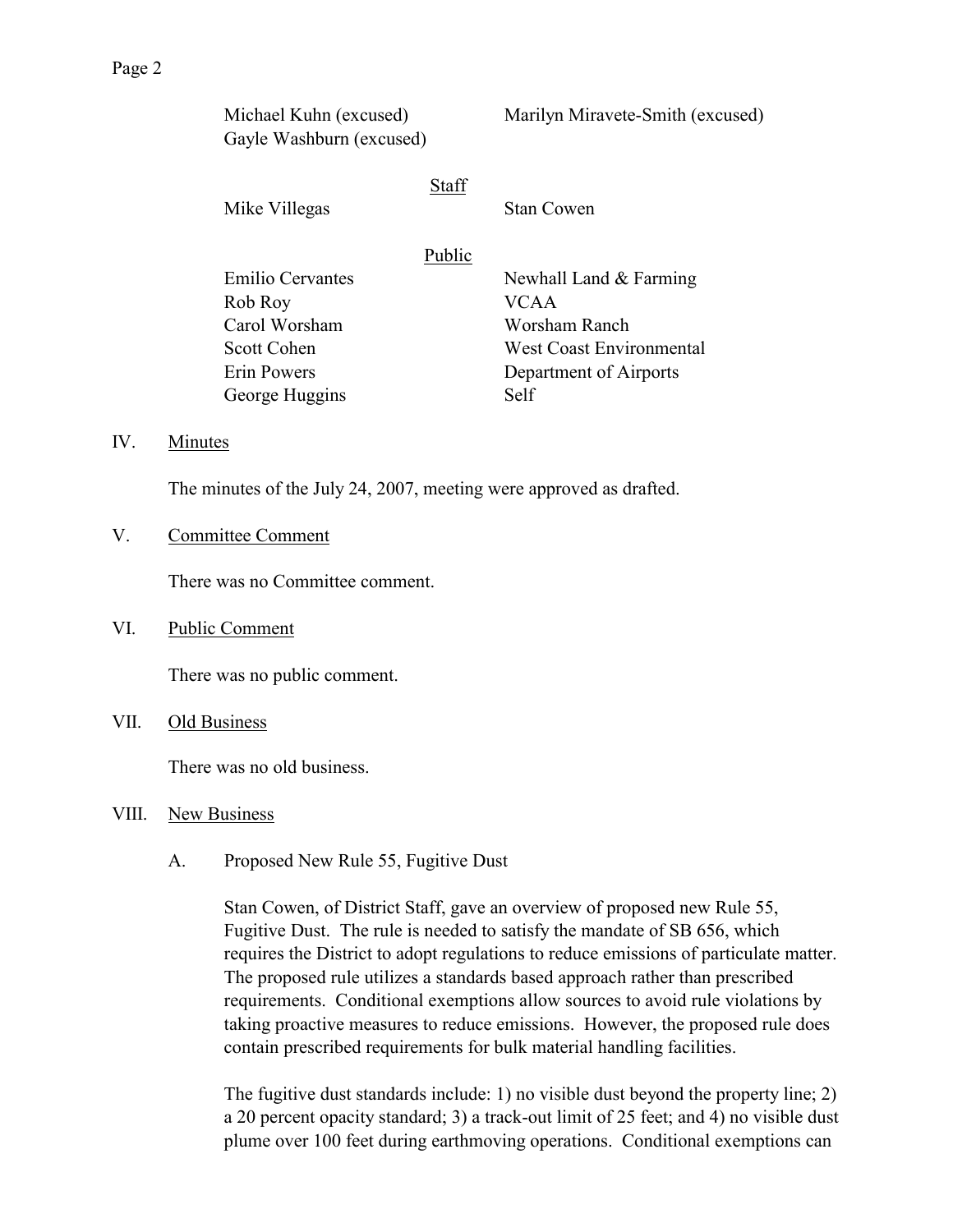| | |
|---|---|
| Michael Kuhn (excused) | Marilyn Miravete-Smith (excused) |
| Gayle Washburn (excused) | |

Staff

| | |
|---|---|
| Mike Villegas | Stan Cowen |

Public

| | |
|---|---|
| Emilio Cervantes | Newhall Land & Farming |
| Rob Roy | VCAA |
| Carol Worsham | Worsham Ranch |
| Scott Cohen | West Coast Environmental |
| Erin Powers | Department of Airports |
| George Huggins | Self |

IV. Minutes

The minutes of the July 24, 2007, meeting were approved as drafted.

V. Committee Comment

There was no Committee comment.

VI. Public Comment

There was no public comment.

VII. Old Business

There was no old business.

VIII. New Business

A. Proposed New Rule 55, Fugitive Dust

Stan Cowen, of District Staff, gave an overview of proposed new Rule 55, Fugitive Dust. The rule is needed to satisfy the mandate of SB 656, which requires the District to adopt regulations to reduce emissions of particulate matter. The proposed rule utilizes a standards based approach rather than prescribed requirements. Conditional exemptions allow sources to avoid rule violations by taking proactive measures to reduce emissions. However, the proposed rule does contain prescribed requirements for bulk material handling facilities.

The fugitive dust standards include: 1) no visible dust beyond the property line; 2) a 20 percent opacity standard; 3) a track-out limit of 25 feet; and 4) no visible dust plume over 100 feet during earthmoving operations. Conditional exemptions can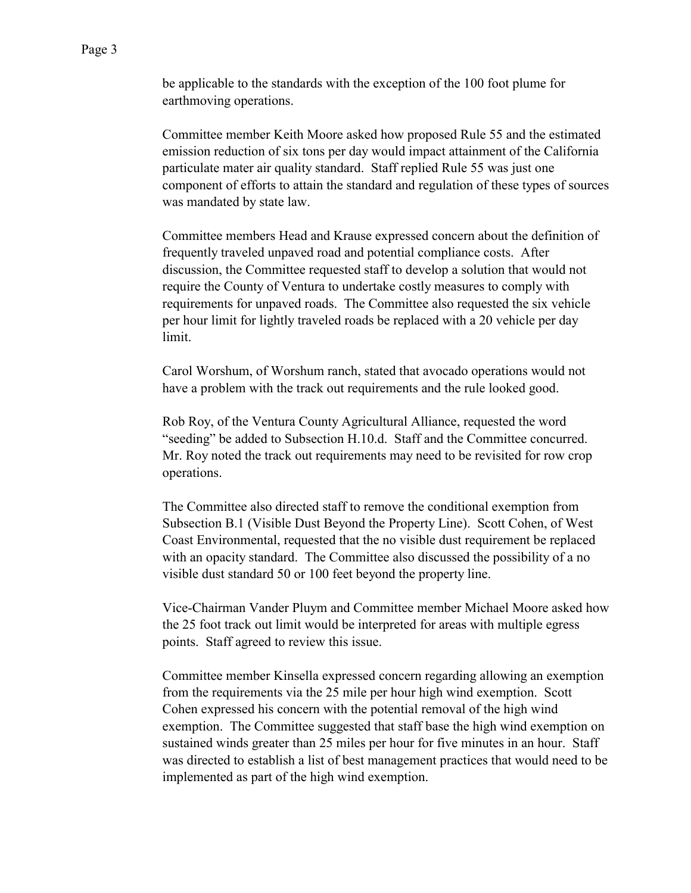be applicable to the standards with the exception of the 100 foot plume for earthmoving operations.

Committee member Keith Moore asked how proposed Rule 55 and the estimated emission reduction of six tons per day would impact attainment of the California particulate mater air quality standard. Staff replied Rule 55 was just one component of efforts to attain the standard and regulation of these types of sources was mandated by state law.

Committee members Head and Krause expressed concern about the definition of frequently traveled unpaved road and potential compliance costs. After discussion, the Committee requested staff to develop a solution that would not require the County of Ventura to undertake costly measures to comply with requirements for unpaved roads. The Committee also requested the six vehicle per hour limit for lightly traveled roads be replaced with a 20 vehicle per day limit.

Carol Worshum, of Worshum ranch, stated that avocado operations would not have a problem with the track out requirements and the rule looked good.

Rob Roy, of the Ventura County Agricultural Alliance, requested the word "seeding" be added to Subsection H.10.d. Staff and the Committee concurred. Mr. Roy noted the track out requirements may need to be revisited for row crop operations.

The Committee also directed staff to remove the conditional exemption from Subsection B.1 (Visible Dust Beyond the Property Line). Scott Cohen, of West Coast Environmental, requested that the no visible dust requirement be replaced with an opacity standard. The Committee also discussed the possibility of a no visible dust standard 50 or 100 feet beyond the property line.

Vice-Chairman Vander Pluym and Committee member Michael Moore asked how the 25 foot track out limit would be interpreted for areas with multiple egress points. Staff agreed to review this issue.

Committee member Kinsella expressed concern regarding allowing an exemption from the requirements via the 25 mile per hour high wind exemption. Scott Cohen expressed his concern with the potential removal of the high wind exemption. The Committee suggested that staff base the high wind exemption on sustained winds greater than 25 miles per hour for five minutes in an hour. Staff was directed to establish a list of best management practices that would need to be implemented as part of the high wind exemption.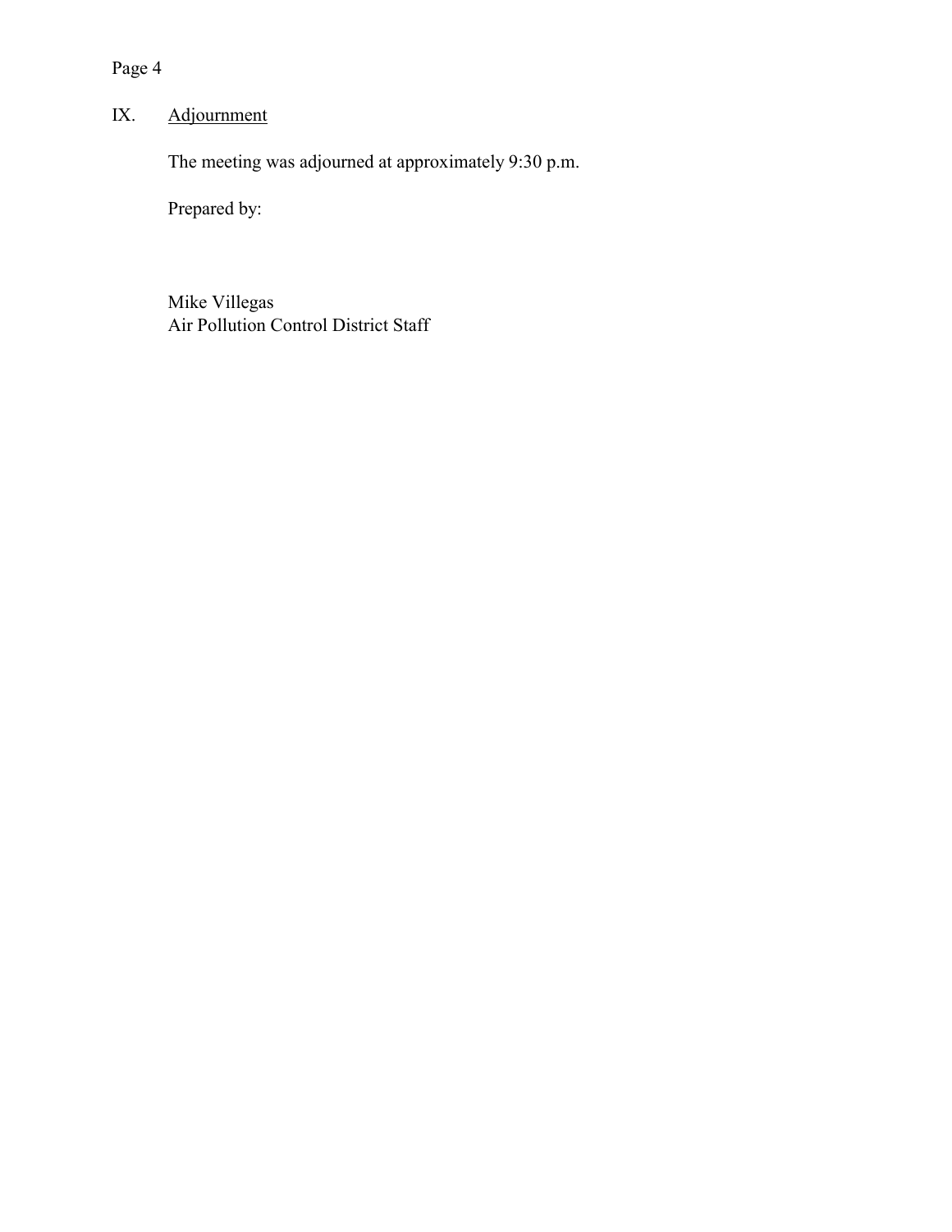## IX. Adjournment

The meeting was adjourned at approximately 9:30 p.m.

Prepared by:

Mike Villegas
Air Pollution Control District Staff